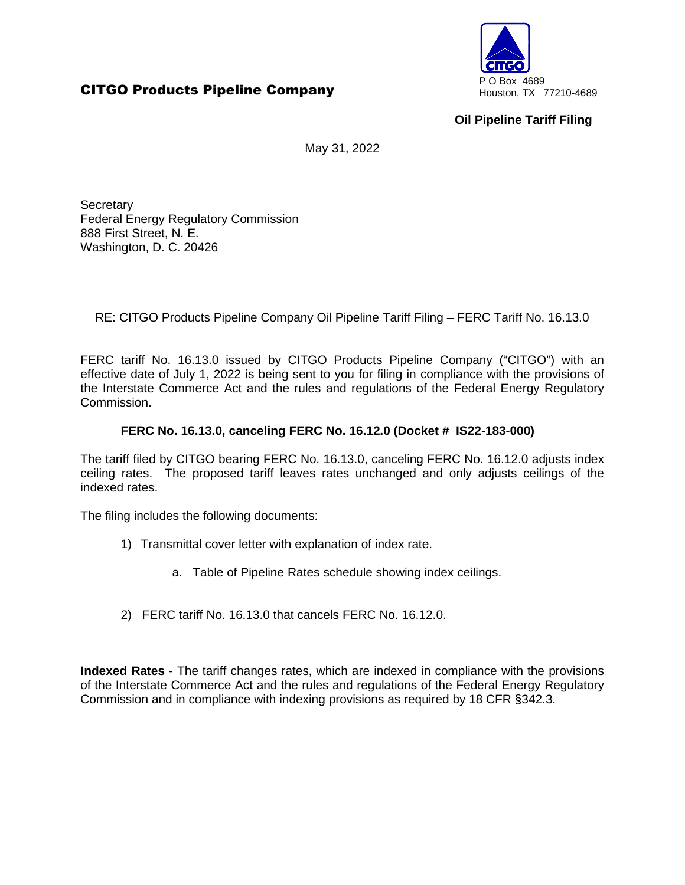**CITGO Products Pipeline Company**

P O Box 4689
Houston, TX 77210-4689

**Oil Pipeline Tariff Filing**

May 31, 2022

Secretary
Federal Energy Regulatory Commission
888 First Street, N. E.
Washington, D. C. 20426

RE: CITGO Products Pipeline Company Oil Pipeline Tariff Filing – FERC Tariff No. 16.13.0

FERC tariff No. 16.13.0 issued by CITGO Products Pipeline Company ("CITGO") with an effective date of July 1, 2022 is being sent to you for filing in compliance with the provisions of the Interstate Commerce Act and the rules and regulations of the Federal Energy Regulatory Commission.

**FERC No. 16.13.0, canceling FERC No. 16.12.0 (Docket # IS22-183-000)**

The tariff filed by CITGO bearing FERC No. 16.13.0, canceling FERC No. 16.12.0 adjusts index ceiling rates. The proposed tariff leaves rates unchanged and only adjusts ceilings of the indexed rates.

The filing includes the following documents:

1) Transmittal cover letter with explanation of index rate.

   a. Table of Pipeline Rates schedule showing index ceilings.

2) FERC tariff No. 16.13.0 that cancels FERC No. 16.12.0.

**Indexed Rates** - The tariff changes rates, which are indexed in compliance with the provisions of the Interstate Commerce Act and the rules and regulations of the Federal Energy Regulatory Commission and in compliance with indexing provisions as required by 18 CFR §342.3.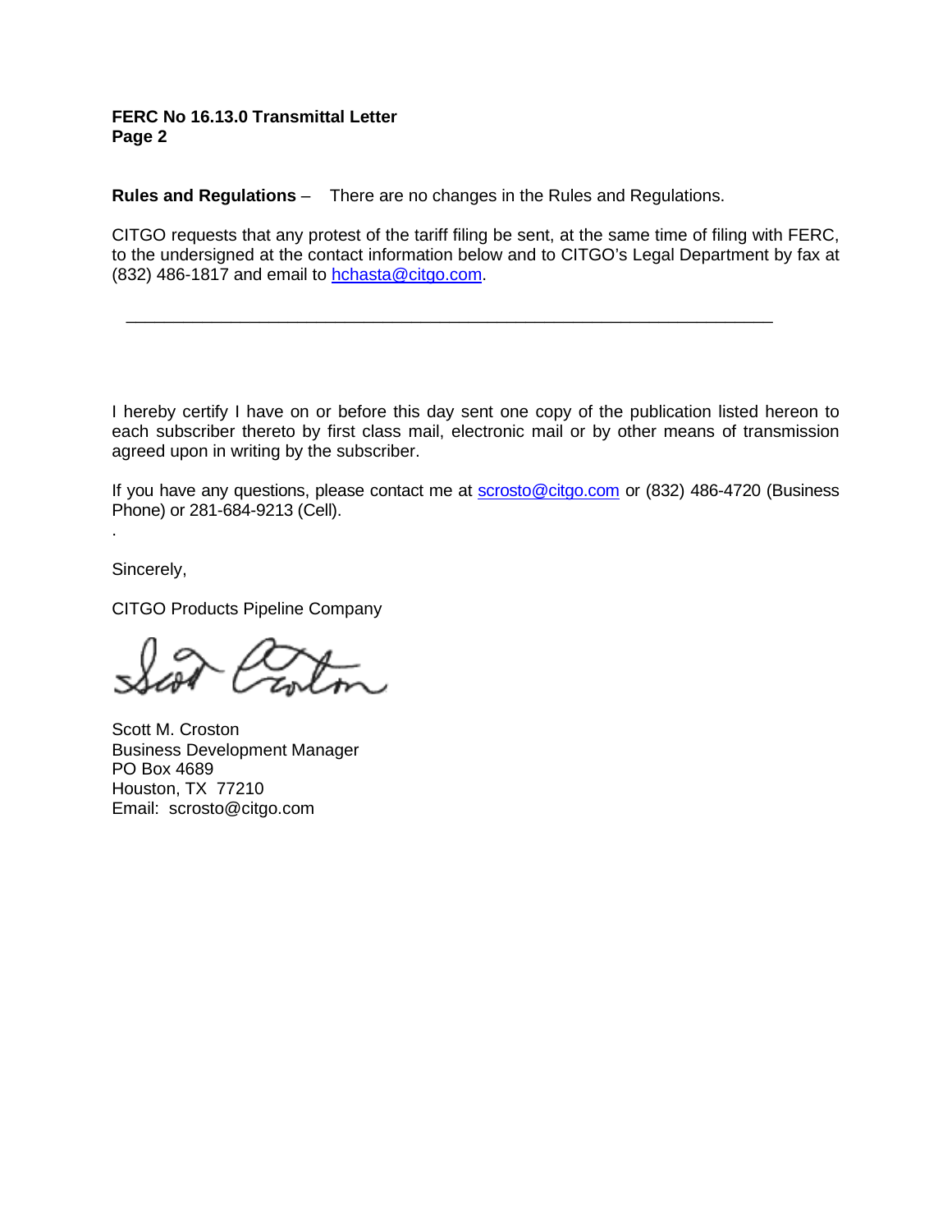**Rules and Regulations** – There are no changes in the Rules and Regulations.

CITGO requests that any protest of the tariff filing be sent, at the same time of filing with FERC, to the undersigned at the contact information below and to CITGO's Legal Department by fax at (832) 486-1817 and email to hchasta@citgo.com.

---

I hereby certify I have on or before this day sent one copy of the publication listed hereon to each subscriber thereto by first class mail, electronic mail or by other means of transmission agreed upon in writing by the subscriber.

If you have any questions, please contact me at scrosto@citgo.com or (832) 486-4720 (Business Phone) or 281-684-9213 (Cell).

Sincerely,

CITGO Products Pipeline Company

Scott M. Croston
Business Development Manager
PO Box 4689
Houston, TX 77210
Email: scrosto@citgo.com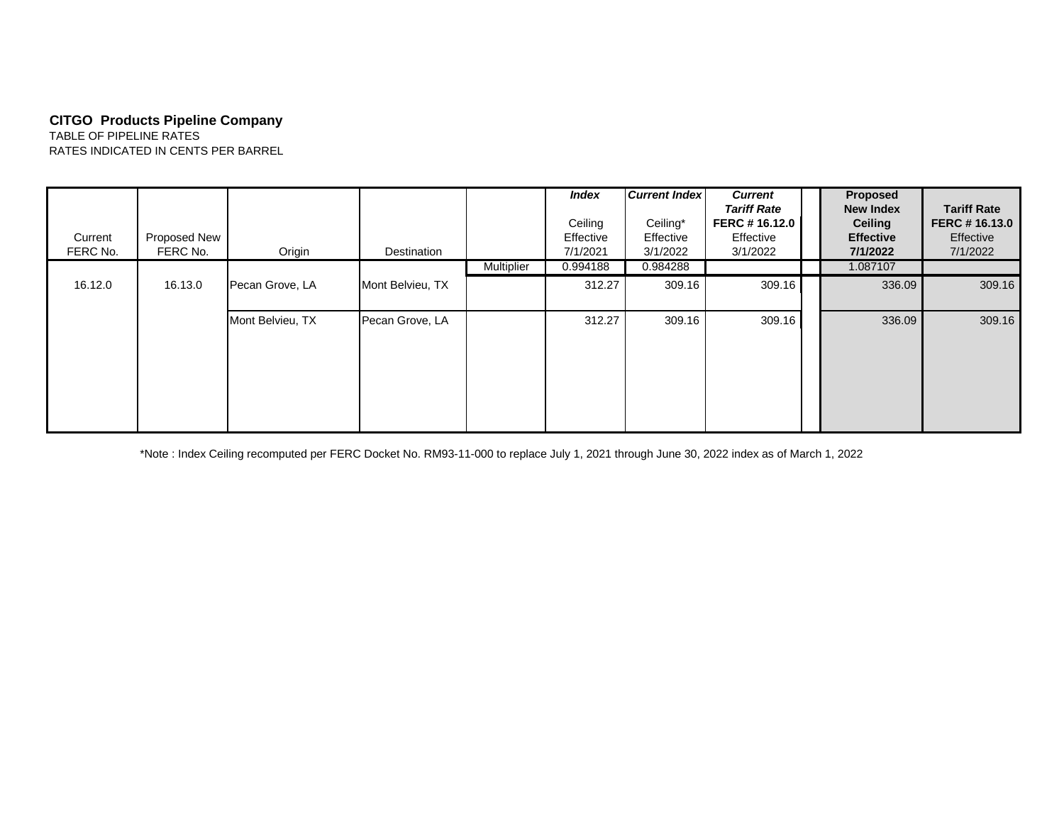**CITGO Products Pipeline Company**
TABLE OF PIPELINE RATES
RATES INDICATED IN CENTS PER BARREL

| Current FERC No. | Proposed New FERC No. | Origin | Destination | | ***Index*** Ceiling Effective 7/1/2021 | ***Current Index*** Ceiling* Effective 3/1/2022 | ***Current Tariff Rate*** **FERC # 16.12.0** Effective 3/1/2022 | | **Proposed New Index Ceiling Effective 7/1/2022** | **Tariff Rate FERC # 16.13.0** Effective 7/1/2022 |
|---|---|---|---|---|---|---|---|---|---|---|
| | | | | Multiplier | 0.994188 | 0.984288 | | | 1.087107 | |
| 16.12.0 | 16.13.0 | Pecan Grove, LA | Mont Belvieu, TX | | 312.27 | 309.16 | 309.16 | | 336.09 | 309.16 |
| | | Mont Belvieu, TX | Pecan Grove, LA | | 312.27 | 309.16 | 309.16 | | 336.09 | 309.16 |

*Note : Index Ceiling recomputed per FERC Docket No. RM93-11-000 to replace July 1, 2021 through June 30, 2022 index as of March 1, 2022